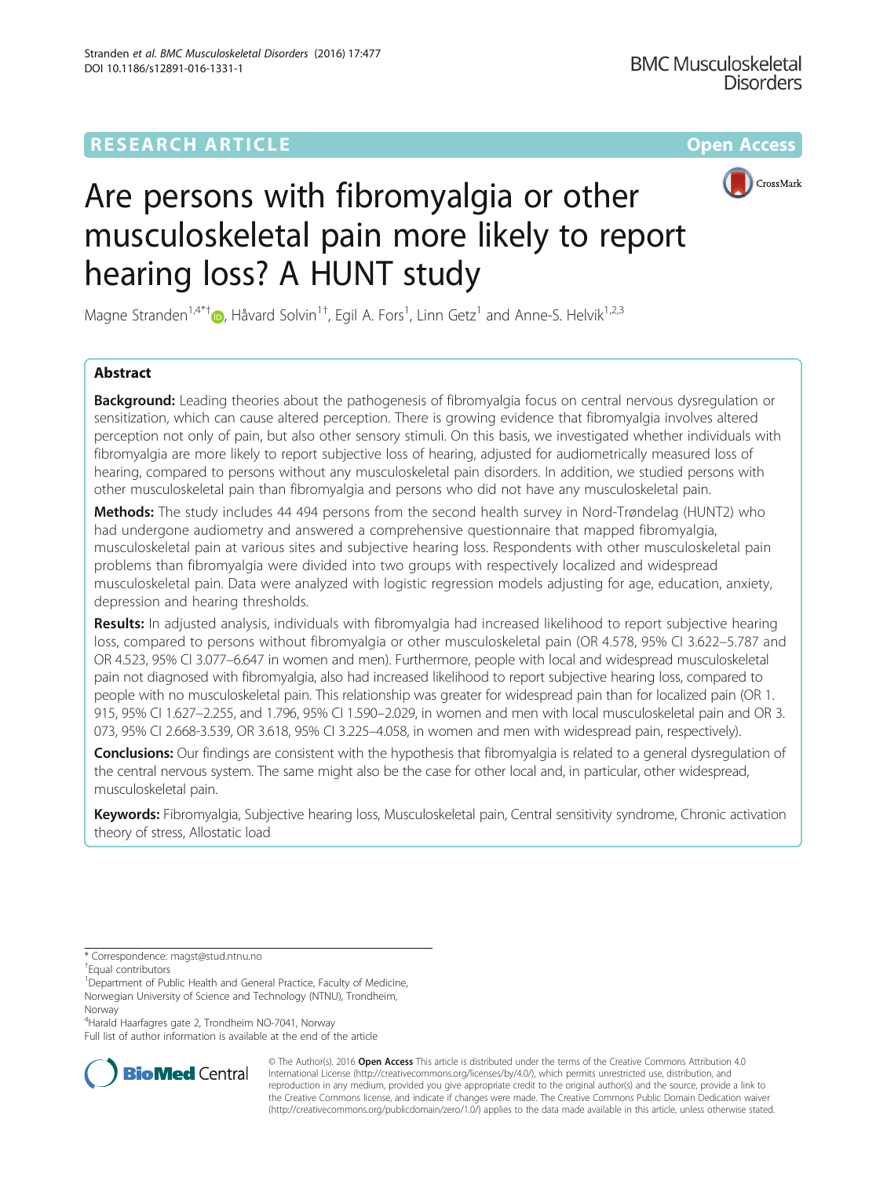RESEARCH ARTICLE

Open Access

# Are persons with fibromyalgia or other musculoskeletal pain more likely to report hearing loss? A HUNT study

Magne Stranden[1,4*†], Håvard Solvin[1†], Egil A. Fors[1], Linn Getz[1] and Anne-S. Helvik[1,2,3]

## Abstract

**Background:** Leading theories about the pathogenesis of fibromyalgia focus on central nervous dysregulation or sensitization, which can cause altered perception. There is growing evidence that fibromyalgia involves altered perception not only of pain, but also other sensory stimuli. On this basis, we investigated whether individuals with fibromyalgia are more likely to report subjective loss of hearing, adjusted for audiometrically measured loss of hearing, compared to persons without any musculoskeletal pain disorders. In addition, we studied persons with other musculoskeletal pain than fibromyalgia and persons who did not have any musculoskeletal pain.

**Methods:** The study includes 44 494 persons from the second health survey in Nord-Trøndelag (HUNT2) who had undergone audiometry and answered a comprehensive questionnaire that mapped fibromyalgia, musculoskeletal pain at various sites and subjective hearing loss. Respondents with other musculoskeletal pain problems than fibromyalgia were divided into two groups with respectively localized and widespread musculoskeletal pain. Data were analyzed with logistic regression models adjusting for age, education, anxiety, depression and hearing thresholds.

**Results:** In adjusted analysis, individuals with fibromyalgia had increased likelihood to report subjective hearing loss, compared to persons without fibromyalgia or other musculoskeletal pain (OR 4.578, 95% CI 3.622–5.787 and OR 4.523, 95% CI 3.077–6.647 in women and men). Furthermore, people with local and widespread musculoskeletal pain not diagnosed with fibromyalgia, also had increased likelihood to report subjective hearing loss, compared to people with no musculoskeletal pain. This relationship was greater for widespread pain than for localized pain (OR 1.915, 95% CI 1.627–2.255, and 1.796, 95% CI 1.590–2.029, in women and men with local musculoskeletal pain and OR 3.073, 95% CI 2.668-3.539, OR 3.618, 95% CI 3.225–4.058, in women and men with widespread pain, respectively).

**Conclusions:** Our findings are consistent with the hypothesis that fibromyalgia is related to a general dysregulation of the central nervous system. The same might also be the case for other local and, in particular, other widespread, musculoskeletal pain.

**Keywords:** Fibromyalgia, Subjective hearing loss, Musculoskeletal pain, Central sensitivity syndrome, Chronic activation theory of stress, Allostatic load

---

* Correspondence: magst@stud.ntnu.no

†Equal contributors

[1]Department of Public Health and General Practice, Faculty of Medicine, Norwegian University of Science and Technology (NTNU), Trondheim, Norway

[4]Harald Haarfagres gate 2, Trondheim NO-7041, Norway

Full list of author information is available at the end of the article

© The Author(s). 2016 **Open Access** This article is distributed under the terms of the Creative Commons Attribution 4.0 International License (http://creativecommons.org/licenses/by/4.0/), which permits unrestricted use, distribution, and reproduction in any medium, provided you give appropriate credit to the original author(s) and the source, provide a link to the Creative Commons license, and indicate if changes were made. The Creative Commons Public Domain Dedication waiver (http://creativecommons.org/publicdomain/zero/1.0/) applies to the data made available in this article, unless otherwise stated.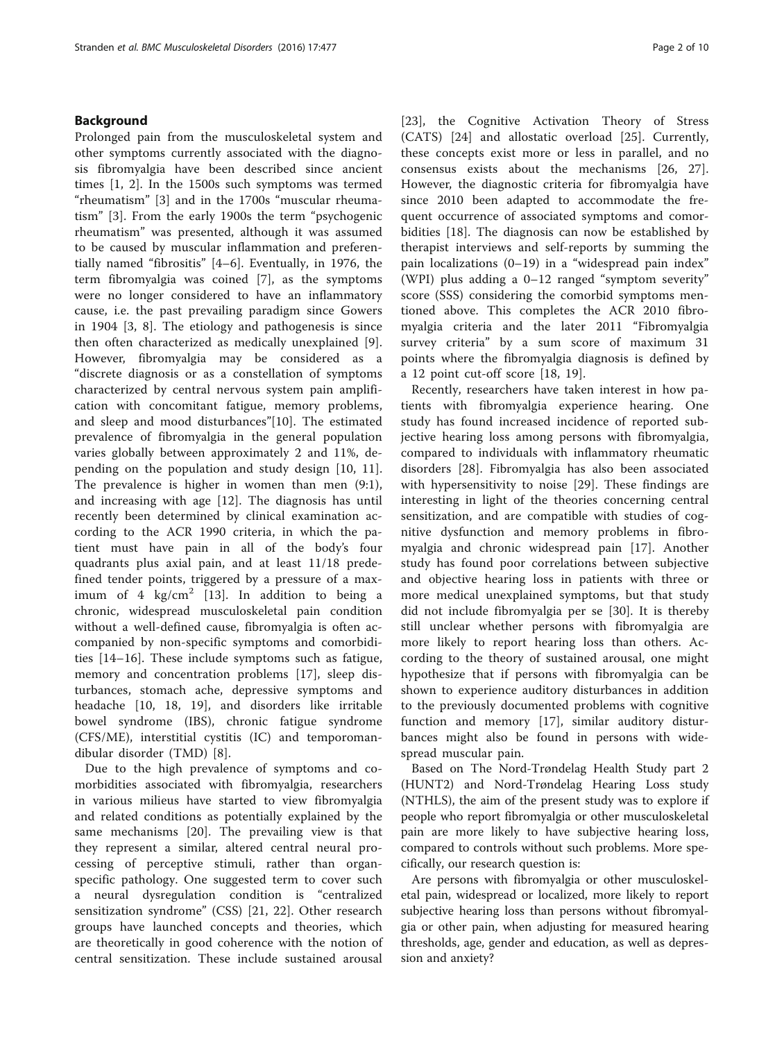## Background

Prolonged pain from the musculoskeletal system and other symptoms currently associated with the diagnosis fibromyalgia have been described since ancient times [1, 2]. In the 1500s such symptoms was termed "rheumatism" [3] and in the 1700s "muscular rheumatism" [3]. From the early 1900s the term "psychogenic rheumatism" was presented, although it was assumed to be caused by muscular inflammation and preferentially named "fibrositis" [4–6]. Eventually, in 1976, the term fibromyalgia was coined [7], as the symptoms were no longer considered to have an inflammatory cause, i.e. the past prevailing paradigm since Gowers in 1904 [3, 8]. The etiology and pathogenesis is since then often characterized as medically unexplained [9]. However, fibromyalgia may be considered as a "discrete diagnosis or as a constellation of symptoms characterized by central nervous system pain amplification with concomitant fatigue, memory problems, and sleep and mood disturbances"[10]. The estimated prevalence of fibromyalgia in the general population varies globally between approximately 2 and 11%, depending on the population and study design [10, 11]. The prevalence is higher in women than men (9:1), and increasing with age [12]. The diagnosis has until recently been determined by clinical examination according to the ACR 1990 criteria, in which the patient must have pain in all of the body's four quadrants plus axial pain, and at least 11/18 predefined tender points, triggered by a pressure of a maximum of 4 kg/cm$^2$ [13]. In addition to being a chronic, widespread musculoskeletal pain condition without a well-defined cause, fibromyalgia is often accompanied by non-specific symptoms and comorbidities [14–16]. These include symptoms such as fatigue, memory and concentration problems [17], sleep disturbances, stomach ache, depressive symptoms and headache [10, 18, 19], and disorders like irritable bowel syndrome (IBS), chronic fatigue syndrome (CFS/ME), interstitial cystitis (IC) and temporomandibular disorder (TMD) [8].

Due to the high prevalence of symptoms and comorbidities associated with fibromyalgia, researchers in various milieus have started to view fibromyalgia and related conditions as potentially explained by the same mechanisms [20]. The prevailing view is that they represent a similar, altered central neural processing of perceptive stimuli, rather than organ-specific pathology. One suggested term to cover such a neural dysregulation condition is "centralized sensitization syndrome" (CSS) [21, 22]. Other research groups have launched concepts and theories, which are theoretically in good coherence with the notion of central sensitization. These include sustained arousal [23], the Cognitive Activation Theory of Stress (CATS) [24] and allostatic overload [25]. Currently, these concepts exist more or less in parallel, and no consensus exists about the mechanisms [26, 27]. However, the diagnostic criteria for fibromyalgia have since 2010 been adapted to accommodate the frequent occurrence of associated symptoms and comorbidities [18]. The diagnosis can now be established by therapist interviews and self-reports by summing the pain localizations (0–19) in a "widespread pain index" (WPI) plus adding a 0–12 ranged "symptom severity" score (SSS) considering the comorbid symptoms mentioned above. This completes the ACR 2010 fibromyalgia criteria and the later 2011 "Fibromyalgia survey criteria" by a sum score of maximum 31 points where the fibromyalgia diagnosis is defined by a 12 point cut-off score [18, 19].

Recently, researchers have taken interest in how patients with fibromyalgia experience hearing. One study has found increased incidence of reported subjective hearing loss among persons with fibromyalgia, compared to individuals with inflammatory rheumatic disorders [28]. Fibromyalgia has also been associated with hypersensitivity to noise [29]. These findings are interesting in light of the theories concerning central sensitization, and are compatible with studies of cognitive dysfunction and memory problems in fibromyalgia and chronic widespread pain [17]. Another study has found poor correlations between subjective and objective hearing loss in patients with three or more medical unexplained symptoms, but that study did not include fibromyalgia per se [30]. It is thereby still unclear whether persons with fibromyalgia are more likely to report hearing loss than others. According to the theory of sustained arousal, one might hypothesize that if persons with fibromyalgia can be shown to experience auditory disturbances in addition to the previously documented problems with cognitive function and memory [17], similar auditory disturbances might also be found in persons with widespread muscular pain.

Based on The Nord-Trøndelag Health Study part 2 (HUNT2) and Nord-Trøndelag Hearing Loss study (NTHLS), the aim of the present study was to explore if people who report fibromyalgia or other musculoskeletal pain are more likely to have subjective hearing loss, compared to controls without such problems. More specifically, our research question is:

Are persons with fibromyalgia or other musculoskeletal pain, widespread or localized, more likely to report subjective hearing loss than persons without fibromyalgia or other pain, when adjusting for measured hearing thresholds, age, gender and education, as well as depression and anxiety?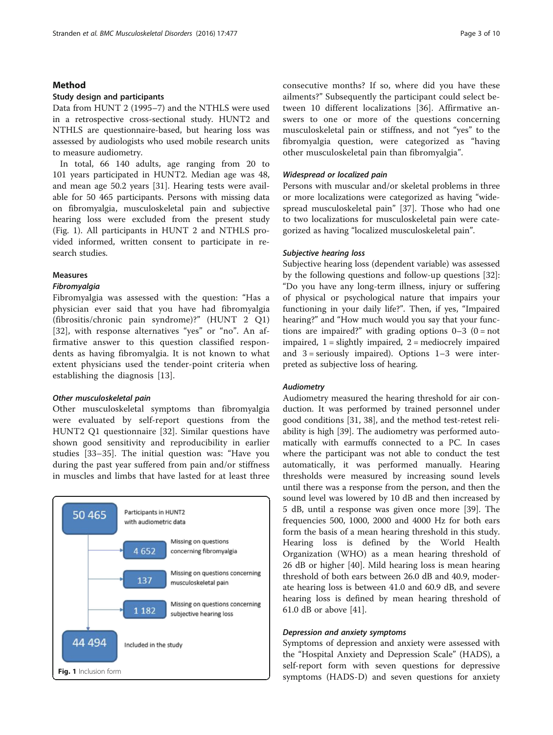## Method

### Study design and participants

Data from HUNT 2 (1995–7) and the NTHLS were used in a retrospective cross-sectional study. HUNT2 and NTHLS are questionnaire-based, but hearing loss was assessed by audiologists who used mobile research units to measure audiometry.

In total, 66 140 adults, age ranging from 20 to 101 years participated in HUNT2. Median age was 48, and mean age 50.2 years [31]. Hearing tests were available for 50 465 participants. Persons with missing data on fibromyalgia, musculoskeletal pain and subjective hearing loss were excluded from the present study (Fig. 1). All participants in HUNT 2 and NTHLS provided informed, written consent to participate in research studies.

### Measures

#### *Fibromyalgia*

Fibromyalgia was assessed with the question: "Has a physician ever said that you have had fibromyalgia (fibrositis/chronic pain syndrome)?" (HUNT 2 Q1) [32], with response alternatives "yes" or "no". An affirmative answer to this question classified respondents as having fibromyalgia. It is not known to what extent physicians used the tender-point criteria when establishing the diagnosis [13].

#### *Other musculoskeletal pain*

Other musculoskeletal symptoms than fibromyalgia were evaluated by self-report questions from the HUNT2 Q1 questionnaire [32]. Similar questions have shown good sensitivity and reproducibility in earlier studies [33–35]. The initial question was: "Have you during the past year suffered from pain and/or stiffness in muscles and limbs that have lasted for at least three consecutive months? If so, where did you have these ailments?" Subsequently the participant could select between 10 different localizations [36]. Affirmative answers to one or more of the questions concerning musculoskeletal pain or stiffness, and not "yes" to the fibromyalgia question, were categorized as "having other musculoskeletal pain than fibromyalgia".

50 465 — Participants in HUNT2 with audiometric data

4 652 — Missing on questions concerning fibromyalgia

137 — Missing on questions concerning musculoskeletal pain

1 182 — Missing on questions concerning subjective hearing loss

44 494 — Included in the study

**Fig. 1** Inclusion form

#### *Widespread or localized pain*

Persons with muscular and/or skeletal problems in three or more localizations were categorized as having "widespread musculoskeletal pain" [37]. Those who had one to two localizations for musculoskeletal pain were categorized as having "localized musculoskeletal pain".

#### *Subjective hearing loss*

Subjective hearing loss (dependent variable) was assessed by the following questions and follow-up questions [32]: "Do you have any long-term illness, injury or suffering of physical or psychological nature that impairs your functioning in your daily life?". Then, if yes, "Impaired hearing?" and "How much would you say that your functions are impaired?" with grading options 0–3 (0 = not impaired, 1 = slightly impaired, 2 = mediocrely impaired and 3 = seriously impaired). Options 1–3 were interpreted as subjective loss of hearing.

#### *Audiometry*

Audiometry measured the hearing threshold for air conduction. It was performed by trained personnel under good conditions [31, 38], and the method test-retest reliability is high [39]. The audiometry was performed automatically with earmuffs connected to a PC. In cases where the participant was not able to conduct the test automatically, it was performed manually. Hearing thresholds were measured by increasing sound levels until there was a response from the person, and then the sound level was lowered by 10 dB and then increased by 5 dB, until a response was given once more [39]. The frequencies 500, 1000, 2000 and 4000 Hz for both ears form the basis of a mean hearing threshold in this study. Hearing loss is defined by the World Health Organization (WHO) as a mean hearing threshold of 26 dB or higher [40]. Mild hearing loss is mean hearing threshold of both ears between 26.0 dB and 40.9, moderate hearing loss is between 41.0 and 60.9 dB, and severe hearing loss is defined by mean hearing threshold of 61.0 dB or above [41].

#### *Depression and anxiety symptoms*

Symptoms of depression and anxiety were assessed with the "Hospital Anxiety and Depression Scale" (HADS), a self-report form with seven questions for depressive symptoms (HADS-D) and seven questions for anxiety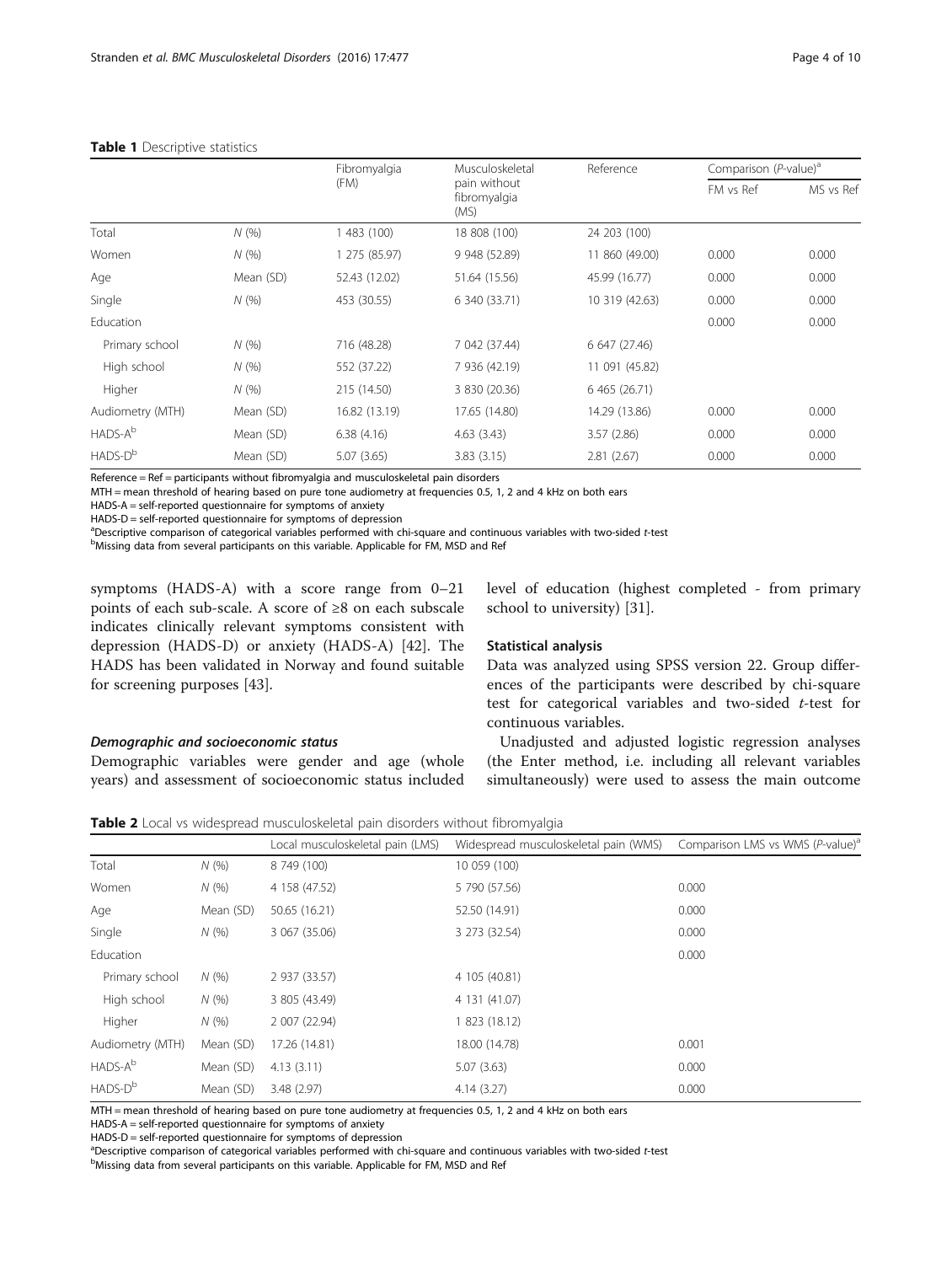**Table 1** Descriptive statistics

| | | Fibromyalgia (FM) | Musculoskeletal pain without fibromyalgia (MS) | Reference | Comparison (P-value)[a] | |
|---|---|---|---|---|---|---|
| | | | | | FM vs Ref | MS vs Ref |
| Total | N (%) | 1 483 (100) | 18 808 (100) | 24 203 (100) | | |
| Women | N (%) | 1 275 (85.97) | 9 948 (52.89) | 11 860 (49.00) | 0.000 | 0.000 |
| Age | Mean (SD) | 52.43 (12.02) | 51.64 (15.56) | 45.99 (16.77) | 0.000 | 0.000 |
| Single | N (%) | 453 (30.55) | 6 340 (33.71) | 10 319 (42.63) | 0.000 | 0.000 |
| Education | | | | | 0.000 | 0.000 |
| Primary school | N (%) | 716 (48.28) | 7 042 (37.44) | 6 647 (27.46) | | |
| High school | N (%) | 552 (37.22) | 7 936 (42.19) | 11 091 (45.82) | | |
| Higher | N (%) | 215 (14.50) | 3 830 (20.36) | 6 465 (26.71) | | |
| Audiometry (MTH) | Mean (SD) | 16.82 (13.19) | 17.65 (14.80) | 14.29 (13.86) | 0.000 | 0.000 |
| HADS-A[b] | Mean (SD) | 6.38 (4.16) | 4.63 (3.43) | 3.57 (2.86) | 0.000 | 0.000 |
| HADS-D[b] | Mean (SD) | 5.07 (3.65) | 3.83 (3.15) | 2.81 (2.67) | 0.000 | 0.000 |

Reference = Ref = participants without fibromyalgia and musculoskeletal pain disorders

MTH = mean threshold of hearing based on pure tone audiometry at frequencies 0.5, 1, 2 and 4 kHz on both ears

HADS-A = self-reported questionnaire for symptoms of anxiety

HADS-D = self-reported questionnaire for symptoms of depression

[a]Descriptive comparison of categorical variables performed with chi-square and continuous variables with two-sided *t*-test

[b]Missing data from several participants on this variable. Applicable for FM, MSD and Ref

symptoms (HADS-A) with a score range from 0–21 points of each sub-scale. A score of ≥8 on each subscale indicates clinically relevant symptoms consistent with depression (HADS-D) or anxiety (HADS-A) [42]. The HADS has been validated in Norway and found suitable for screening purposes [43].

#### *Demographic and socioeconomic status*

Demographic variables were gender and age (whole years) and assessment of socioeconomic status included level of education (highest completed - from primary school to university) [31].

### Statistical analysis

Data was analyzed using SPSS version 22. Group differences of the participants were described by chi-square test for categorical variables and two-sided *t*-test for continuous variables.

Unadjusted and adjusted logistic regression analyses (the Enter method, i.e. including all relevant variables simultaneously) were used to assess the main outcome

**Table 2** Local vs widespread musculoskeletal pain disorders without fibromyalgia

| | | Local musculoskeletal pain (LMS) | Widespread musculoskeletal pain (WMS) | Comparison LMS vs WMS (P-value)[a] |
|---|---|---|---|---|
| Total | N (%) | 8 749 (100) | 10 059 (100) | |
| Women | N (%) | 4 158 (47.52) | 5 790 (57.56) | 0.000 |
| Age | Mean (SD) | 50.65 (16.21) | 52.50 (14.91) | 0.000 |
| Single | N (%) | 3 067 (35.06) | 3 273 (32.54) | 0.000 |
| Education | | | | 0.000 |
| Primary school | N (%) | 2 937 (33.57) | 4 105 (40.81) | |
| High school | N (%) | 3 805 (43.49) | 4 131 (41.07) | |
| Higher | N (%) | 2 007 (22.94) | 1 823 (18.12) | |
| Audiometry (MTH) | Mean (SD) | 17.26 (14.81) | 18.00 (14.78) | 0.001 |
| HADS-A[b] | Mean (SD) | 4.13 (3.11) | 5.07 (3.63) | 0.000 |
| HADS-D[b] | Mean (SD) | 3.48 (2.97) | 4.14 (3.27) | 0.000 |

MTH = mean threshold of hearing based on pure tone audiometry at frequencies 0.5, 1, 2 and 4 kHz on both ears

HADS-A = self-reported questionnaire for symptoms of anxiety

HADS-D = self-reported questionnaire for symptoms of depression

[a]Descriptive comparison of categorical variables performed with chi-square and continuous variables with two-sided *t*-test

[b]Missing data from several participants on this variable. Applicable for FM, MSD and Ref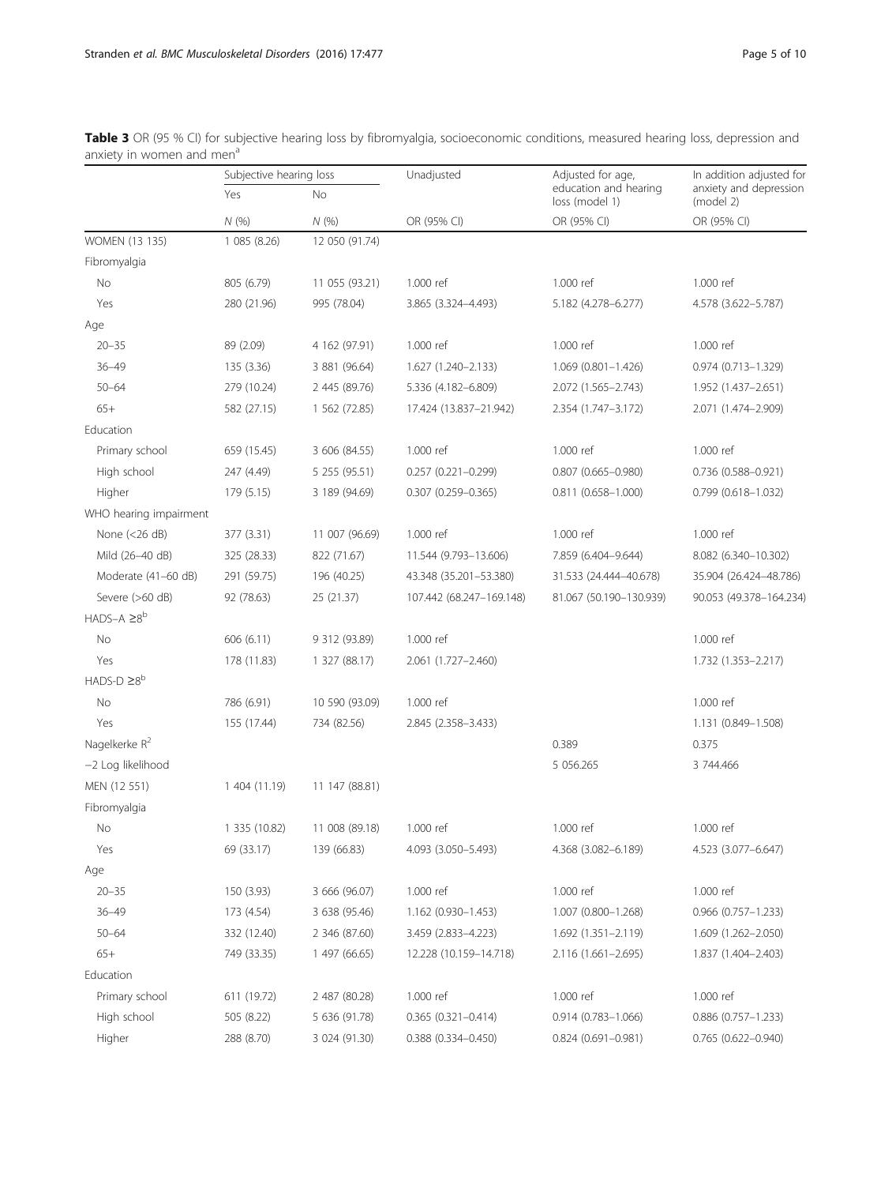**Table 3** OR (95 % CI) for subjective hearing loss by fibromyalgia, socioeconomic conditions, measured hearing loss, depression and anxiety in women and men[a]

| | Subjective hearing loss | | Unadjusted | Adjusted for age, education and hearing loss (model 1) | In addition adjusted for anxiety and depression (model 2) |
|---|---|---|---|---|---|
| | Yes | No | | | |
| | N (%) | N (%) | OR (95% CI) | OR (95% CI) | OR (95% CI) |
| WOMEN (13 135) | 1 085 (8.26) | 12 050 (91.74) | | | |
| Fibromyalgia | | | | | |
| No | 805 (6.79) | 11 055 (93.21) | 1.000 ref | 1.000 ref | 1.000 ref |
| Yes | 280 (21.96) | 995 (78.04) | 3.865 (3.324–4.493) | 5.182 (4.278–6.277) | 4.578 (3.622–5.787) |
| Age | | | | | |
| 20–35 | 89 (2.09) | 4 162 (97.91) | 1.000 ref | 1.000 ref | 1.000 ref |
| 36–49 | 135 (3.36) | 3 881 (96.64) | 1.627 (1.240–2.133) | 1.069 (0.801–1.426) | 0.974 (0.713–1.329) |
| 50–64 | 279 (10.24) | 2 445 (89.76) | 5.336 (4.182–6.809) | 2.072 (1.565–2.743) | 1.952 (1.437–2.651) |
| 65+ | 582 (27.15) | 1 562 (72.85) | 17.424 (13.837–21.942) | 2.354 (1.747–3.172) | 2.071 (1.474–2.909) |
| Education | | | | | |
| Primary school | 659 (15.45) | 3 606 (84.55) | 1.000 ref | 1.000 ref | 1.000 ref |
| High school | 247 (4.49) | 5 255 (95.51) | 0.257 (0.221–0.299) | 0.807 (0.665–0.980) | 0.736 (0.588–0.921) |
| Higher | 179 (5.15) | 3 189 (94.69) | 0.307 (0.259–0.365) | 0.811 (0.658–1.000) | 0.799 (0.618–1.032) |
| WHO hearing impairment | | | | | |
| None (<26 dB) | 377 (3.31) | 11 007 (96.69) | 1.000 ref | 1.000 ref | 1.000 ref |
| Mild (26–40 dB) | 325 (28.33) | 822 (71.67) | 11.544 (9.793–13.606) | 7.859 (6.404–9.644) | 8.082 (6.340–10.302) |
| Moderate (41–60 dB) | 291 (59.75) | 196 (40.25) | 43.348 (35.201–53.380) | 31.533 (24.444–40.678) | 35.904 (26.424–48.786) |
| Severe (>60 dB) | 92 (78.63) | 25 (21.37) | 107.442 (68.247–169.148) | 81.067 (50.190–130.939) | 90.053 (49.378–164.234) |
| HADS–A ≥8[b] | | | | | |
| No | 606 (6.11) | 9 312 (93.89) | 1.000 ref | | 1.000 ref |
| Yes | 178 (11.83) | 1 327 (88.17) | 2.061 (1.727–2.460) | | 1.732 (1.353–2.217) |
| HADS-D ≥8[b] | | | | | |
| No | 786 (6.91) | 10 590 (93.09) | 1.000 ref | | 1.000 ref |
| Yes | 155 (17.44) | 734 (82.56) | 2.845 (2.358–3.433) | | 1.131 (0.849–1.508) |
| Nagelkerke $R^2$ | | | | 0.389 | 0.375 |
| −2 Log likelihood | | | | 5 056.265 | 3 744.466 |
| MEN (12 551) | 1 404 (11.19) | 11 147 (88.81) | | | |
| Fibromyalgia | | | | | |
| No | 1 335 (10.82) | 11 008 (89.18) | 1.000 ref | 1.000 ref | 1.000 ref |
| Yes | 69 (33.17) | 139 (66.83) | 4.093 (3.050–5.493) | 4.368 (3.082–6.189) | 4.523 (3.077–6.647) |
| Age | | | | | |
| 20–35 | 150 (3.93) | 3 666 (96.07) | 1.000 ref | 1.000 ref | 1.000 ref |
| 36–49 | 173 (4.54) | 3 638 (95.46) | 1.162 (0.930–1.453) | 1.007 (0.800–1.268) | 0.966 (0.757–1.233) |
| 50–64 | 332 (12.40) | 2 346 (87.60) | 3.459 (2.833–4.223) | 1.692 (1.351–2.119) | 1.609 (1.262–2.050) |
| 65+ | 749 (33.35) | 1 497 (66.65) | 12.228 (10.159–14.718) | 2.116 (1.661–2.695) | 1.837 (1.404–2.403) |
| Education | | | | | |
| Primary school | 611 (19.72) | 2 487 (80.28) | 1.000 ref | 1.000 ref | 1.000 ref |
| High school | 505 (8.22) | 5 636 (91.78) | 0.365 (0.321–0.414) | 0.914 (0.783–1.066) | 0.886 (0.757–1.233) |
| Higher | 288 (8.70) | 3 024 (91.30) | 0.388 (0.334–0.450) | 0.824 (0.691–0.981) | 0.765 (0.622–0.940) |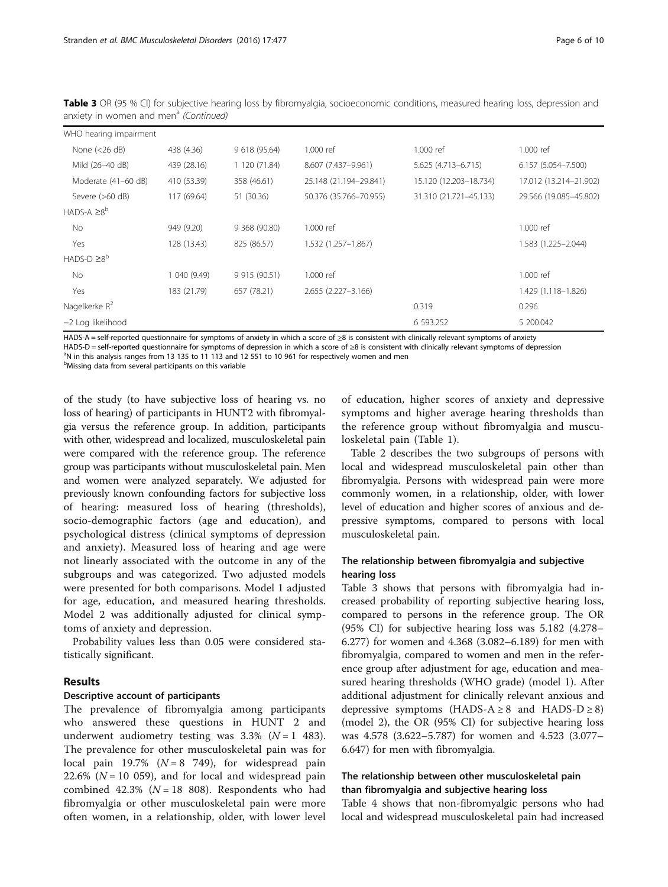**Table 3** OR (95 % CI) for subjective hearing loss by fibromyalgia, socioeconomic conditions, measured hearing loss, depression and anxiety in women and men[a] *(Continued)*

| | | | | | |
|---|---|---|---|---|---|
| WHO hearing impairment | | | | | |
| None (<26 dB) | 438 (4.36) | 9 618 (95.64) | 1.000 ref | 1.000 ref | 1.000 ref |
| Mild (26–40 dB) | 439 (28.16) | 1 120 (71.84) | 8.607 (7.437–9.961) | 5.625 (4.713–6.715) | 6.157 (5.054–7.500) |
| Moderate (41–60 dB) | 410 (53.39) | 358 (46.61) | 25.148 (21.194–29.841) | 15.120 (12.203–18.734) | 17.012 (13.214–21.902) |
| Severe (>60 dB) | 117 (69.64) | 51 (30.36) | 50.376 (35.766–70.955) | 31.310 (21.721–45.133) | 29.566 (19.085–45.802) |
| HADS-A ≥8[b] | | | | | |
| No | 949 (9.20) | 9 368 (90.80) | 1.000 ref | | 1.000 ref |
| Yes | 128 (13.43) | 825 (86.57) | 1.532 (1.257–1.867) | | 1.583 (1.225–2.044) |
| HADS-D ≥8[b] | | | | | |
| No | 1 040 (9.49) | 9 915 (90.51) | 1.000 ref | | 1.000 ref |
| Yes | 183 (21.79) | 657 (78.21) | 2.655 (2.227–3.166) | | 1.429 (1.118–1.826) |
| Nagelkerke $R^2$ | | | | 0.319 | 0.296 |
| −2 Log likelihood | | | | 6 593.252 | 5 200.042 |

HADS-A = self-reported questionnaire for symptoms of anxiety in which a score of ≥8 is consistent with clinically relevant symptoms of anxiety
HADS-D = self-reported questionnaire for symptoms of depression in which a score of ≥8 is consistent with clinically relevant symptoms of depression
[a]N in this analysis ranges from 13 135 to 11 113 and 12 551 to 10 961 for respectively women and men
[b]Missing data from several participants on this variable

of the study (to have subjective loss of hearing vs. no loss of hearing) of participants in HUNT2 with fibromyalgia versus the reference group. In addition, participants with other, widespread and localized, musculoskeletal pain were compared with the reference group. The reference group was participants without musculoskeletal pain. Men and women were analyzed separately. We adjusted for previously known confounding factors for subjective loss of hearing: measured loss of hearing (thresholds), socio-demographic factors (age and education), and psychological distress (clinical symptoms of depression and anxiety). Measured loss of hearing and age were not linearly associated with the outcome in any of the subgroups and was categorized. Two adjusted models were presented for both comparisons. Model 1 adjusted for age, education, and measured hearing thresholds. Model 2 was additionally adjusted for clinical symptoms of anxiety and depression.

Probability values less than 0.05 were considered statistically significant.

## Results

### Descriptive account of participants

The prevalence of fibromyalgia among participants who answered these questions in HUNT 2 and underwent audiometry testing was 3.3% ($N = 1$ 483). The prevalence for other musculoskeletal pain was for local pain 19.7% ($N = 8$ 749), for widespread pain 22.6% ($N = 10$ 059), and for local and widespread pain combined 42.3% ($N = 18$ 808). Respondents who had fibromyalgia or other musculoskeletal pain were more often women, in a relationship, older, with lower level of education, higher scores of anxiety and depressive symptoms and higher average hearing thresholds than the reference group without fibromyalgia and musculoskeletal pain (Table 1).

Table 2 describes the two subgroups of persons with local and widespread musculoskeletal pain other than fibromyalgia. Persons with widespread pain were more commonly women, in a relationship, older, with lower level of education and higher scores of anxious and depressive symptoms, compared to persons with local musculoskeletal pain.

### The relationship between fibromyalgia and subjective hearing loss

Table 3 shows that persons with fibromyalgia had increased probability of reporting subjective hearing loss, compared to persons in the reference group. The OR (95% CI) for subjective hearing loss was 5.182 (4.278–6.277) for women and 4.368 (3.082–6.189) for men with fibromyalgia, compared to women and men in the reference group after adjustment for age, education and measured hearing thresholds (WHO grade) (model 1). After additional adjustment for clinically relevant anxious and depressive symptoms (HADS-A ≥ 8 and HADS-D ≥ 8) (model 2), the OR (95% CI) for subjective hearing loss was 4.578 (3.622–5.787) for women and 4.523 (3.077–6.647) for men with fibromyalgia.

### The relationship between other musculoskeletal pain than fibromyalgia and subjective hearing loss

Table 4 shows that non-fibromyalgic persons who had local and widespread musculoskeletal pain had increased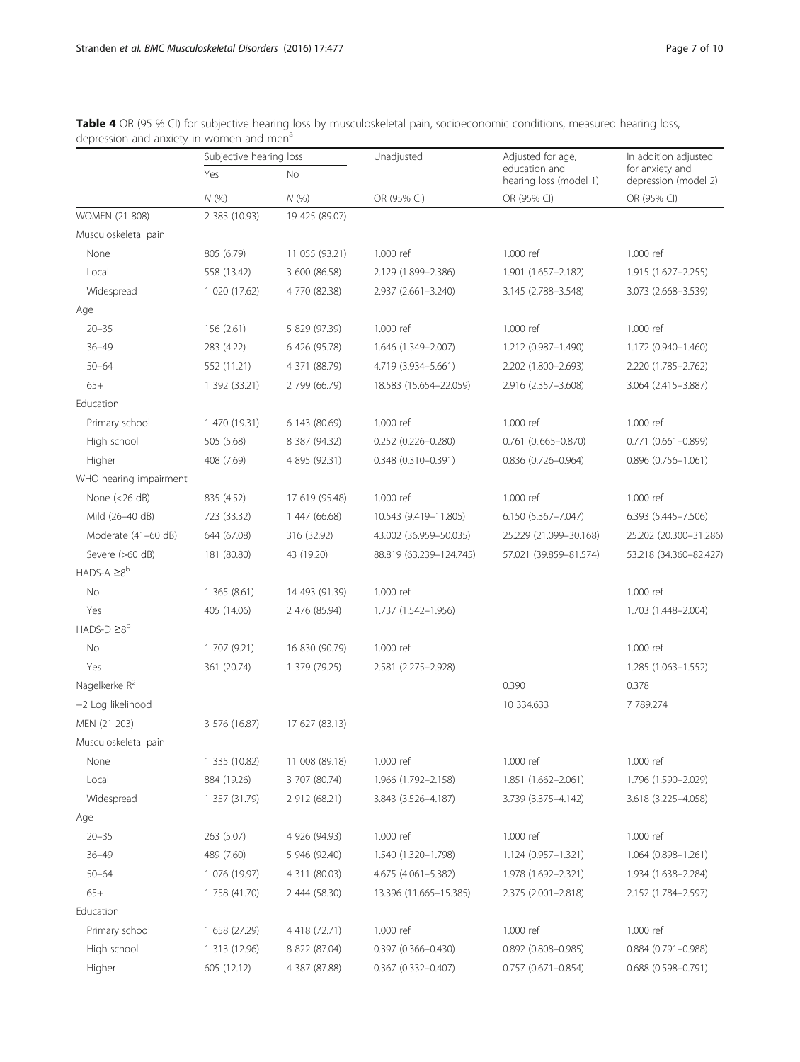**Table 4** OR (95 % CI) for subjective hearing loss by musculoskeletal pain, socioeconomic conditions, measured hearing loss, depression and anxiety in women and men[a]

| | Subjective hearing loss | | Unadjusted | Adjusted for age, education and hearing loss (model 1) | In addition adjusted for anxiety and depression (model 2) |
|---|---|---|---|---|---|
| | Yes | No | | | |
| | N (%) | N (%) | OR (95% CI) | OR (95% CI) | OR (95% CI) |
| WOMEN (21 808) | 2 383 (10.93) | 19 425 (89.07) | | | |
| Musculoskeletal pain | | | | | |
| None | 805 (6.79) | 11 055 (93.21) | 1.000 ref | 1.000 ref | 1.000 ref |
| Local | 558 (13.42) | 3 600 (86.58) | 2.129 (1.899–2.386) | 1.901 (1.657–2.182) | 1.915 (1.627–2.255) |
| Widespread | 1 020 (17.62) | 4 770 (82.38) | 2.937 (2.661–3.240) | 3.145 (2.788–3.548) | 3.073 (2.668–3.539) |
| Age | | | | | |
| 20–35 | 156 (2.61) | 5 829 (97.39) | 1.000 ref | 1.000 ref | 1.000 ref |
| 36–49 | 283 (4.22) | 6 426 (95.78) | 1.646 (1.349–2.007) | 1.212 (0.987–1.490) | 1.172 (0.940–1.460) |
| 50–64 | 552 (11.21) | 4 371 (88.79) | 4.719 (3.934–5.661) | 2.202 (1.800–2.693) | 2.220 (1.785–2.762) |
| 65+ | 1 392 (33.21) | 2 799 (66.79) | 18.583 (15.654–22.059) | 2.916 (2.357–3.608) | 3.064 (2.415–3.887) |
| Education | | | | | |
| Primary school | 1 470 (19.31) | 6 143 (80.69) | 1.000 ref | 1.000 ref | 1.000 ref |
| High school | 505 (5.68) | 8 387 (94.32) | 0.252 (0.226–0.280) | 0.761 (0..665–0.870) | 0.771 (0.661–0.899) |
| Higher | 408 (7.69) | 4 895 (92.31) | 0.348 (0.310–0.391) | 0.836 (0.726–0.964) | 0.896 (0.756–1.061) |
| WHO hearing impairment | | | | | |
| None (<26 dB) | 835 (4.52) | 17 619 (95.48) | 1.000 ref | 1.000 ref | 1.000 ref |
| Mild (26–40 dB) | 723 (33.32) | 1 447 (66.68) | 10.543 (9.419–11.805) | 6.150 (5.367–7.047) | 6.393 (5.445–7.506) |
| Moderate (41–60 dB) | 644 (67.08) | 316 (32.92) | 43.002 (36.959–50.035) | 25.229 (21.099–30.168) | 25.202 (20.300–31.286) |
| Severe (>60 dB) | 181 (80.80) | 43 (19.20) | 88.819 (63.239–124.745) | 57.021 (39.859–81.574) | 53.218 (34.360–82.427) |
| HADS-A ≥8[b] | | | | | |
| No | 1 365 (8.61) | 14 493 (91.39) | 1.000 ref | | 1.000 ref |
| Yes | 405 (14.06) | 2 476 (85.94) | 1.737 (1.542–1.956) | | 1.703 (1.448–2.004) |
| HADS-D ≥8[b] | | | | | |
| No | 1 707 (9.21) | 16 830 (90.79) | 1.000 ref | | 1.000 ref |
| Yes | 361 (20.74) | 1 379 (79.25) | 2.581 (2.275–2.928) | | 1.285 (1.063–1.552) |
| Nagelkerke $R^2$ | | | | 0.390 | 0.378 |
| −2 Log likelihood | | | | 10 334.633 | 7 789.274 |
| MEN (21 203) | 3 576 (16.87) | 17 627 (83.13) | | | |
| Musculoskeletal pain | | | | | |
| None | 1 335 (10.82) | 11 008 (89.18) | 1.000 ref | 1.000 ref | 1.000 ref |
| Local | 884 (19.26) | 3 707 (80.74) | 1.966 (1.792–2.158) | 1.851 (1.662–2.061) | 1.796 (1.590–2.029) |
| Widespread | 1 357 (31.79) | 2 912 (68.21) | 3.843 (3.526–4.187) | 3.739 (3.375–4.142) | 3.618 (3.225–4.058) |
| Age | | | | | |
| 20–35 | 263 (5.07) | 4 926 (94.93) | 1.000 ref | 1.000 ref | 1.000 ref |
| 36–49 | 489 (7.60) | 5 946 (92.40) | 1.540 (1.320–1.798) | 1.124 (0.957–1.321) | 1.064 (0.898–1.261) |
| 50–64 | 1 076 (19.97) | 4 311 (80.03) | 4.675 (4.061–5.382) | 1.978 (1.692–2.321) | 1.934 (1.638–2.284) |
| 65+ | 1 758 (41.70) | 2 444 (58.30) | 13.396 (11.665–15.385) | 2.375 (2.001–2.818) | 2.152 (1.784–2.597) |
| Education | | | | | |
| Primary school | 1 658 (27.29) | 4 418 (72.71) | 1.000 ref | 1.000 ref | 1.000 ref |
| High school | 1 313 (12.96) | 8 822 (87.04) | 0.397 (0.366–0.430) | 0.892 (0.808–0.985) | 0.884 (0.791–0.988) |
| Higher | 605 (12.12) | 4 387 (87.88) | 0.367 (0.332–0.407) | 0.757 (0.671–0.854) | 0.688 (0.598–0.791) |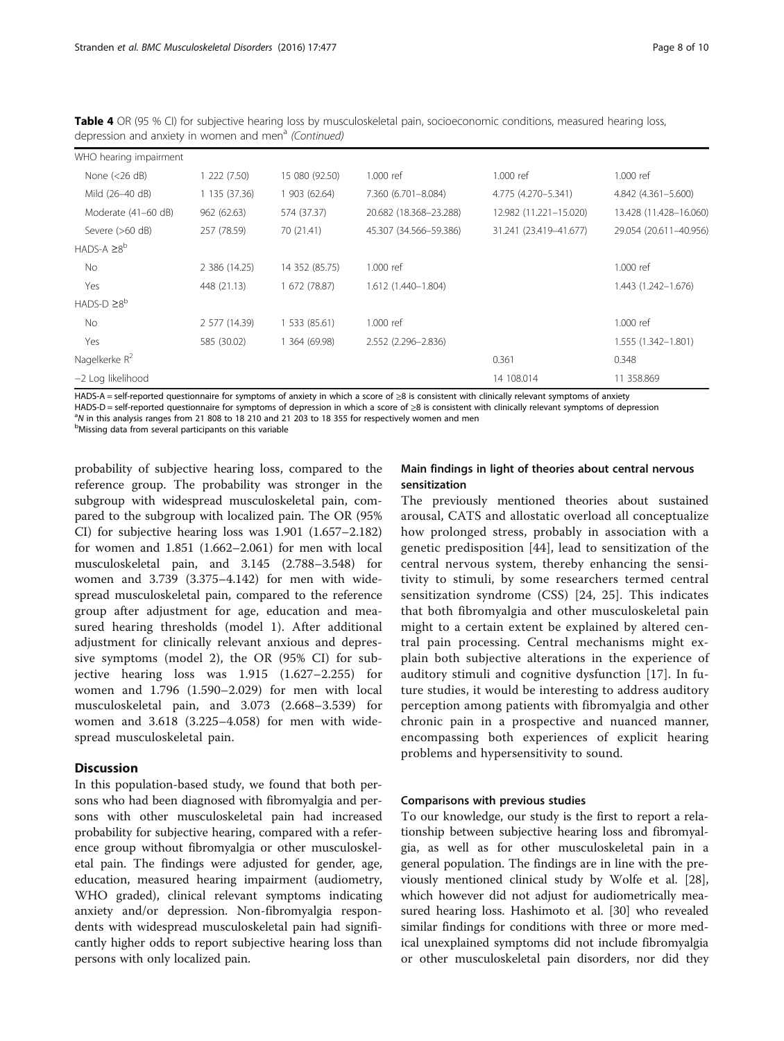**Table 4** OR (95 % CI) for subjective hearing loss by musculoskeletal pain, socioeconomic conditions, measured hearing loss, depression and anxiety in women and men[a] *(Continued)*

| | | | | | |
|---|---|---|---|---|---|
| WHO hearing impairment | | | | | |
| None (<26 dB) | 1 222 (7.50) | 15 080 (92.50) | 1.000 ref | 1.000 ref | 1.000 ref |
| Mild (26–40 dB) | 1 135 (37.36) | 1 903 (62.64) | 7.360 (6.701–8.084) | 4.775 (4.270–5.341) | 4.842 (4.361–5.600) |
| Moderate (41–60 dB) | 962 (62.63) | 574 (37.37) | 20.682 (18.368–23.288) | 12.982 (11.221–15.020) | 13.428 (11.428–16.060) |
| Severe (>60 dB) | 257 (78.59) | 70 (21.41) | 45.307 (34.566–59.386) | 31.241 (23.419–41.677) | 29.054 (20.611–40.956) |
| HADS-A ≥8[b] | | | | | |
| No | 2 386 (14.25) | 14 352 (85.75) | 1.000 ref | | 1.000 ref |
| Yes | 448 (21.13) | 1 672 (78.87) | 1.612 (1.440–1.804) | | 1.443 (1.242–1.676) |
| HADS-D ≥8[b] | | | | | |
| No | 2 577 (14.39) | 1 533 (85.61) | 1.000 ref | | 1.000 ref |
| Yes | 585 (30.02) | 1 364 (69.98) | 2.552 (2.296–2.836) | | 1.555 (1.342–1.801) |
| Nagelkerke $R^2$ | | | | 0.361 | 0.348 |
| −2 Log likelihood | | | | 14 108.014 | 11 358.869 |

HADS-A = self-reported questionnaire for symptoms of anxiety in which a score of ≥8 is consistent with clinically relevant symptoms of anxiety
HADS-D = self-reported questionnaire for symptoms of depression in which a score of ≥8 is consistent with clinically relevant symptoms of depression
[a] *N* in this analysis ranges from 21 808 to 18 210 and 21 203 to 18 355 for respectively women and men
[b] Missing data from several participants on this variable

probability of subjective hearing loss, compared to the reference group. The probability was stronger in the subgroup with widespread musculoskeletal pain, compared to the subgroup with localized pain. The OR (95% CI) for subjective hearing loss was 1.901 (1.657–2.182) for women and 1.851 (1.662–2.061) for men with local musculoskeletal pain, and 3.145 (2.788–3.548) for women and 3.739 (3.375–4.142) for men with widespread musculoskeletal pain, compared to the reference group after adjustment for age, education and measured hearing thresholds (model 1). After additional adjustment for clinically relevant anxious and depressive symptoms (model 2), the OR (95% CI) for subjective hearing loss was 1.915 (1.627–2.255) for women and 1.796 (1.590–2.029) for men with local musculoskeletal pain, and 3.073 (2.668–3.539) for women and 3.618 (3.225–4.058) for men with widespread musculoskeletal pain.

## Discussion

In this population-based study, we found that both persons who had been diagnosed with fibromyalgia and persons with other musculoskeletal pain had increased probability for subjective hearing, compared with a reference group without fibromyalgia or other musculoskeletal pain. The findings were adjusted for gender, age, education, measured hearing impairment (audiometry, WHO graded), clinical relevant symptoms indicating anxiety and/or depression. Non-fibromyalgia respondents with widespread musculoskeletal pain had significantly higher odds to report subjective hearing loss than persons with only localized pain.

### Main findings in light of theories about central nervous sensitization

The previously mentioned theories about sustained arousal, CATS and allostatic overload all conceptualize how prolonged stress, probably in association with a genetic predisposition [44], lead to sensitization of the central nervous system, thereby enhancing the sensitivity to stimuli, by some researchers termed central sensitization syndrome (CSS) [24, 25]. This indicates that both fibromyalgia and other musculoskeletal pain might to a certain extent be explained by altered central pain processing. Central mechanisms might explain both subjective alterations in the experience of auditory stimuli and cognitive dysfunction [17]. In future studies, it would be interesting to address auditory perception among patients with fibromyalgia and other chronic pain in a prospective and nuanced manner, encompassing both experiences of explicit hearing problems and hypersensitivity to sound.

### Comparisons with previous studies

To our knowledge, our study is the first to report a relationship between subjective hearing loss and fibromyalgia, as well as for other musculoskeletal pain in a general population. The findings are in line with the previously mentioned clinical study by Wolfe et al. [28], which however did not adjust for audiometrically measured hearing loss. Hashimoto et al. [30] who revealed similar findings for conditions with three or more medical unexplained symptoms did not include fibromyalgia or other musculoskeletal pain disorders, nor did they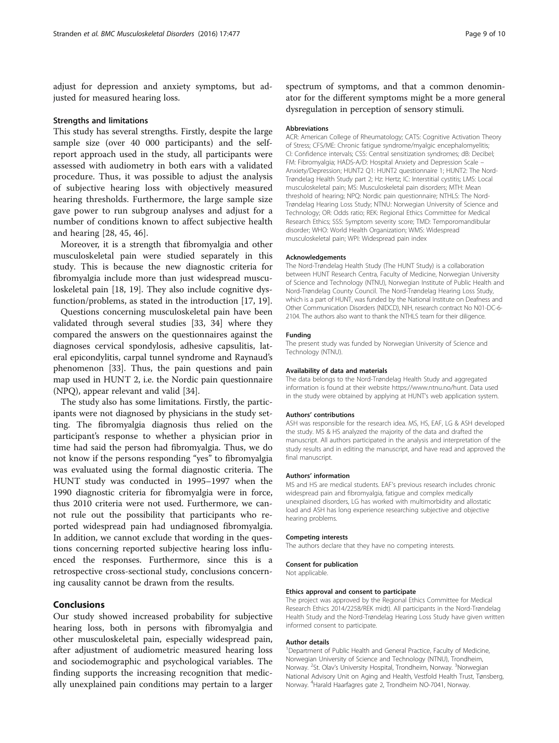adjust for depression and anxiety symptoms, but adjusted for measured hearing loss.

### Strengths and limitations

This study has several strengths. Firstly, despite the large sample size (over 40 000 participants) and the self-report approach used in the study, all participants were assessed with audiometry in both ears with a validated procedure. Thus, it was possible to adjust the analysis of subjective hearing loss with objectively measured hearing thresholds. Furthermore, the large sample size gave power to run subgroup analyses and adjust for a number of conditions known to affect subjective health and hearing [28, 45, 46].

Moreover, it is a strength that fibromyalgia and other musculoskeletal pain were studied separately in this study. This is because the new diagnostic criteria for fibromyalgia include more than just widespread musculoskeletal pain [18, 19]. They also include cognitive dysfunction/problems, as stated in the introduction [17, 19].

Questions concerning musculoskeletal pain have been validated through several studies [33, 34] where they compared the answers on the questionnaires against the diagnoses cervical spondylosis, adhesive capsulitis, lateral epicondylitis, carpal tunnel syndrome and Raynaud's phenomenon [33]. Thus, the pain questions and pain map used in HUNT 2, i.e. the Nordic pain questionnaire (NPQ), appear relevant and valid [34].

The study also has some limitations. Firstly, the participants were not diagnosed by physicians in the study setting. The fibromyalgia diagnosis thus relied on the participant's response to whether a physician prior in time had said the person had fibromyalgia. Thus, we do not know if the persons responding "yes" to fibromyalgia was evaluated using the formal diagnostic criteria. The HUNT study was conducted in 1995–1997 when the 1990 diagnostic criteria for fibromyalgia were in force, thus 2010 criteria were not used. Furthermore, we cannot rule out the possibility that participants who reported widespread pain had undiagnosed fibromyalgia. In addition, we cannot exclude that wording in the questions concerning reported subjective hearing loss influenced the responses. Furthermore, since this is a retrospective cross-sectional study, conclusions concerning causality cannot be drawn from the results.

## Conclusions

Our study showed increased probability for subjective hearing loss, both in persons with fibromyalgia and other musculoskeletal pain, especially widespread pain, after adjustment of audiometric measured hearing loss and sociodemographic and psychological variables. The finding supports the increasing recognition that medically unexplained pain conditions may pertain to a larger spectrum of symptoms, and that a common denominator for the different symptoms might be a more general dysregulation in perception of sensory stimuli.

#### Abbreviations

ACR: American College of Rheumatology; CATS: Cognitive Activation Theory of Stress; CFS/ME: Chronic fatigue syndrome/myalgic encephalomyelitis; CI: Confidence intervals; CSS: Central sensitization syndromes; dB: Decibel; FM: Fibromyalgia; HADS-A/D: Hospital Anxiety and Depression Scale – Anxiety/Depression; HUNT2 Q1: HUNT2 questionnaire 1; HUNT2: The Nord-Trøndelag Health Study part 2; Hz: Hertz; IC: Interstitial cystitis; LMS: Local musculoskeletal pain; MS: Musculoskeletal pain disorders; MTH: Mean threshold of hearing; NPQ: Nordic pain questionnaire; NTHLS: The Nord-Trøndelag Hearing Loss Study; NTNU: Norwegian University of Science and Technology; OR: Odds ratio; REK: Regional Ethics Committee for Medical Research Ethics; SSS: Symptom severity score; TMD: Temporomandibular disorder; WHO: World Health Organization; WMS: Widespread musculoskeletal pain; WPI: Widespread pain index

#### Acknowledgements

The Nord-Trøndelag Health Study (The HUNT Study) is a collaboration between HUNT Research Centra, Faculty of Medicine, Norwegian University of Science and Technology (NTNU), Norwegian Institute of Public Health and Nord-Trøndelag County Council. The Nord-Trøndelag Hearing Loss Study, which is a part of HUNT, was funded by the National Institute on Deafness and Other Communication Disorders (NIDCD), NIH, research contract No N01-DC-6-2104. The authors also want to thank the NTHLS team for their diligence.

#### Funding

The present study was funded by Norwegian University of Science and Technology (NTNU).

#### Availability of data and materials

The data belongs to the Nord-Trøndelag Health Study and aggregated information is found at their website https://www.ntnu.no/hunt. Data used in the study were obtained by applying at HUNT's web application system.

#### Authors' contributions

ASH was responsible for the research idea. MS, HS, EAF, LG & ASH developed the study. MS & HS analyzed the majority of the data and drafted the manuscript. All authors participated in the analysis and interpretation of the study results and in editing the manuscript, and have read and approved the final manuscript.

#### Authors' information

MS and HS are medical students. EAF's previous research includes chronic widespread pain and fibromyalgia, fatigue and complex medically unexplained disorders, LG has worked with multimorbidity and allostatic load and ASH has long experience researching subjective and objective hearing problems.

#### Competing interests

The authors declare that they have no competing interests.

#### Consent for publication

Not applicable.

#### Ethics approval and consent to participate

The project was approved by the Regional Ethics Committee for Medical Research Ethics 2014/2258/REK midt). All participants in the Nord-Trøndelag Health Study and the Nord-Trøndelag Hearing Loss Study have given written informed consent to participate.

#### Author details

[1]Department of Public Health and General Practice, Faculty of Medicine, Norwegian University of Science and Technology (NTNU), Trondheim, Norway. [2]St. Olav's University Hospital, Trondheim, Norway. [3]Norwegian National Advisory Unit on Aging and Health, Vestfold Health Trust, Tønsberg, Norway. [4]Harald Haarfagres gate 2, Trondheim NO-7041, Norway.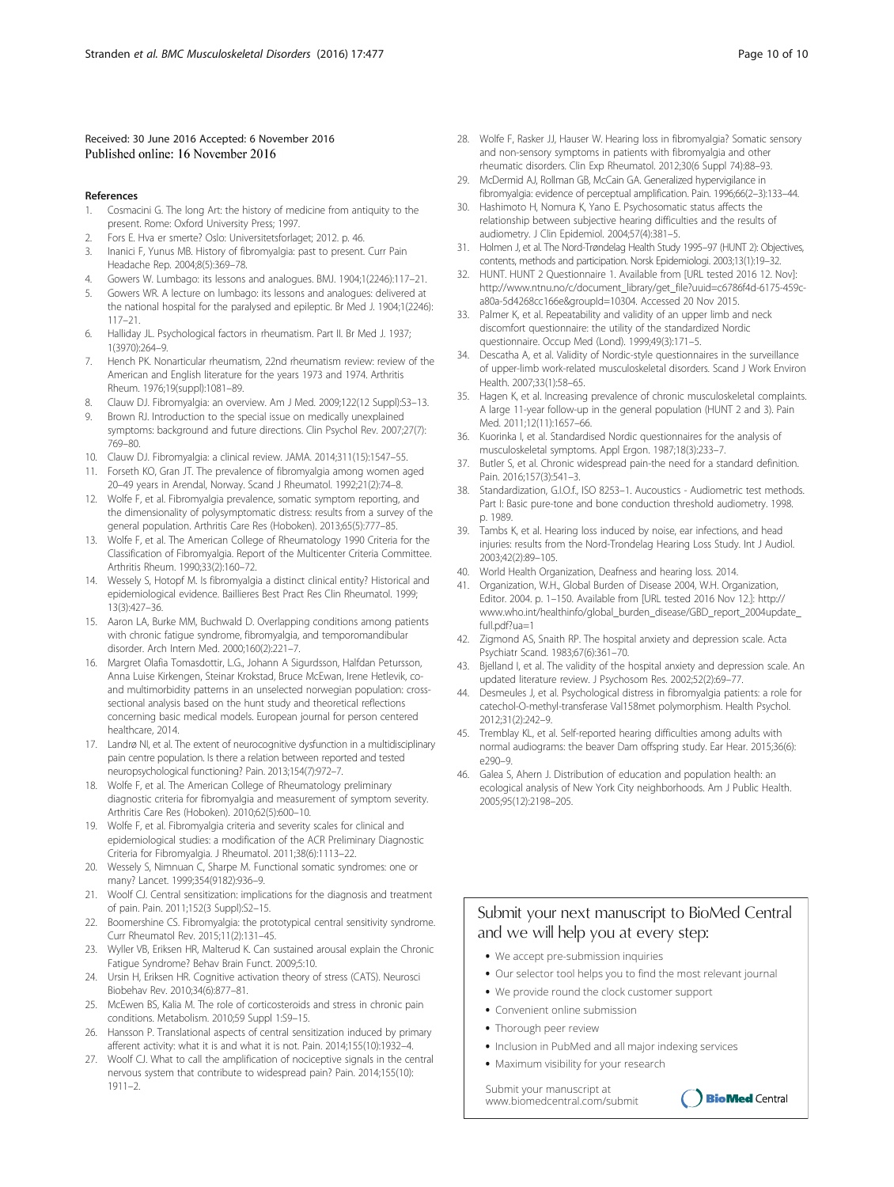Received: 30 June 2016 Accepted: 6 November 2016
Published online: 16 November 2016

## References

1. Cosmacini G. The long Art: the history of medicine from antiquity to the present. Rome: Oxford University Press; 1997.
2. Fors E. Hva er smerte? Oslo: Universitetsforlaget; 2012. p. 46.
3. Inanici F, Yunus MB. History of fibromyalgia: past to present. Curr Pain Headache Rep. 2004;8(5):369–78.
4. Gowers W. Lumbago: its lessons and analogues. BMJ. 1904;1(2246):117–21.
5. Gowers WR. A lecture on lumbago: its lessons and analogues: delivered at the national hospital for the paralysed and epileptic. Br Med J. 1904;1(2246): 117–21.
6. Halliday JL. Psychological factors in rheumatism. Part II. Br Med J. 1937; 1(3970):264–9.
7. Hench PK. Nonarticular rheumatism, 22nd rheumatism review: review of the American and English literature for the years 1973 and 1974. Arthritis Rheum. 1976;19(suppl):1081–89.
8. Clauw DJ. Fibromyalgia: an overview. Am J Med. 2009;122(12 Suppl):S3–13.
9. Brown RJ. Introduction to the special issue on medically unexplained symptoms: background and future directions. Clin Psychol Rev. 2007;27(7): 769–80.
10. Clauw DJ. Fibromyalgia: a clinical review. JAMA. 2014;311(15):1547–55.
11. Forseth KO, Gran JT. The prevalence of fibromyalgia among women aged 20–49 years in Arendal, Norway. Scand J Rheumatol. 1992;21(2):74–8.
12. Wolfe F, et al. Fibromyalgia prevalence, somatic symptom reporting, and the dimensionality of polysymptomatic distress: results from a survey of the general population. Arthritis Care Res (Hoboken). 2013;65(5):777–85.
13. Wolfe F, et al. The American College of Rheumatology 1990 Criteria for the Classification of Fibromyalgia. Report of the Multicenter Criteria Committee. Arthritis Rheum. 1990;33(2):160–72.
14. Wessely S, Hotopf M. Is fibromyalgia a distinct clinical entity? Historical and epidemiological evidence. Baillieres Best Pract Res Clin Rheumatol. 1999; 13(3):427–36.
15. Aaron LA, Burke MM, Buchwald D. Overlapping conditions among patients with chronic fatigue syndrome, fibromyalgia, and temporomandibular disorder. Arch Intern Med. 2000;160(2):221–7.
16. Margret Olafia Tomasdottir, L.G., Johann A Sigurdsson, Halfdan Petursson, Anna Luise Kirkengen, Steinar Krokstad, Bruce McEwan, Irene Hetlevik, co- and multimorbidity patterns in an unselected norwegian population: cross-sectional analysis based on the hunt study and theoretical reflections concerning basic medical models. European journal for person centered healthcare, 2014.
17. Landrø NI, et al. The extent of neurocognitive dysfunction in a multidisciplinary pain centre population. Is there a relation between reported and tested neuropsychological functioning? Pain. 2013;154(7):972–7.
18. Wolfe F, et al. The American College of Rheumatology preliminary diagnostic criteria for fibromyalgia and measurement of symptom severity. Arthritis Care Res (Hoboken). 2010;62(5):600–10.
19. Wolfe F, et al. Fibromyalgia criteria and severity scales for clinical and epidemiological studies: a modification of the ACR Preliminary Diagnostic Criteria for Fibromyalgia. J Rheumatol. 2011;38(6):1113–22.
20. Wessely S, Nimnuan C, Sharpe M. Functional somatic syndromes: one or many? Lancet. 1999;354(9182):936–9.
21. Woolf CJ. Central sensitization: implications for the diagnosis and treatment of pain. Pain. 2011;152(3 Suppl):S2–15.
22. Boomershine CS. Fibromyalgia: the prototypical central sensitivity syndrome. Curr Rheumatol Rev. 2015;11(2):131–45.
23. Wyller VB, Eriksen HR, Malterud K. Can sustained arousal explain the Chronic Fatigue Syndrome? Behav Brain Funct. 2009;5:10.
24. Ursin H, Eriksen HR. Cognitive activation theory of stress (CATS). Neurosci Biobehav Rev. 2010;34(6):877–81.
25. McEwen BS, Kalia M. The role of corticosteroids and stress in chronic pain conditions. Metabolism. 2010;59 Suppl 1:S9–15.
26. Hansson P. Translational aspects of central sensitization induced by primary afferent activity: what it is and what it is not. Pain. 2014;155(10):1932–4.
27. Woolf CJ. What to call the amplification of nociceptive signals in the central nervous system that contribute to widespread pain? Pain. 2014;155(10): 1911–2.
28. Wolfe F, Rasker JJ, Hauser W. Hearing loss in fibromyalgia? Somatic sensory and non-sensory symptoms in patients with fibromyalgia and other rheumatic disorders. Clin Exp Rheumatol. 2012;30(6 Suppl 74):88–93.
29. McDermid AJ, Rollman GB, McCain GA. Generalized hypervigilance in fibromyalgia: evidence of perceptual amplification. Pain. 1996;66(2–3):133–44.
30. Hashimoto H, Nomura K, Yano E. Psychosomatic status affects the relationship between subjective hearing difficulties and the results of audiometry. J Clin Epidemiol. 2004;57(4):381–5.
31. Holmen J, et al. The Nord-Trøndelag Health Study 1995–97 (HUNT 2): Objectives, contents, methods and participation. Norsk Epidemiologi. 2003;13(1):19–32.
32. HUNT. HUNT 2 Questionnaire 1. Available from [URL tested 2016 12. Nov]: http://www.ntnu.no/c/document_library/get_file?uuid=c6786f4d-6175-459c-a80a-5d4268cc166e&groupId=10304. Accessed 20 Nov 2015.
33. Palmer K, et al. Repeatability and validity of an upper limb and neck discomfort questionnaire: the utility of the standardized Nordic questionnaire. Occup Med (Lond). 1999;49(3):171–5.
34. Descatha A, et al. Validity of Nordic-style questionnaires in the surveillance of upper-limb work-related musculoskeletal disorders. Scand J Work Environ Health. 2007;33(1):58–65.
35. Hagen K, et al. Increasing prevalence of chronic musculoskeletal complaints. A large 11-year follow-up in the general population (HUNT 2 and 3). Pain Med. 2011;12(11):1657–66.
36. Kuorinka I, et al. Standardised Nordic questionnaires for the analysis of musculoskeletal symptoms. Appl Ergon. 1987;18(3):233–7.
37. Butler S, et al. Chronic widespread pain-the need for a standard definition. Pain. 2016;157(3):541–3.
38. Standardization, G.I.O.f., ISO 8253–1. Aucoustics - Audiometric test methods. Part I: Basic pure-tone and bone conduction threshold audiometry. 1998. p. 1989.
39. Tambs K, et al. Hearing loss induced by noise, ear infections, and head injuries: results from the Nord-Trondelag Hearing Loss Study. Int J Audiol. 2003;42(2):89–105.
40. World Health Organization, Deafness and hearing loss. 2014.
41. Organization, W.H., Global Burden of Disease 2004, W.H. Organization, Editor. 2004. p. 1–150. Available from [URL tested 2016 Nov 12.]: http://www.who.int/healthinfo/global_burden_disease/GBD_report_2004update_full.pdf?ua=1
42. Zigmond AS, Snaith RP. The hospital anxiety and depression scale. Acta Psychiatr Scand. 1983;67(6):361–70.
43. Bjelland I, et al. The validity of the hospital anxiety and depression scale. An updated literature review. J Psychosom Res. 2002;52(2):69–77.
44. Desmeules J, et al. Psychological distress in fibromyalgia patients: a role for catechol-O-methyl-transferase Val158met polymorphism. Health Psychol. 2012;31(2):242–9.
45. Tremblay KL, et al. Self-reported hearing difficulties among adults with normal audiograms: the beaver Dam offspring study. Ear Hear. 2015;36(6): e290–9.
46. Galea S, Ahern J. Distribution of education and population health: an ecological analysis of New York City neighborhoods. Am J Public Health. 2005;95(12):2198–205.

Submit your next manuscript to BioMed Central and we will help you at every step:

- We accept pre-submission inquiries
- Our selector tool helps you to find the most relevant journal
- We provide round the clock customer support
- Convenient online submission
- Thorough peer review
- Inclusion in PubMed and all major indexing services
- Maximum visibility for your research

Submit your manuscript at
www.biomedcentral.com/submit

BioMed Central